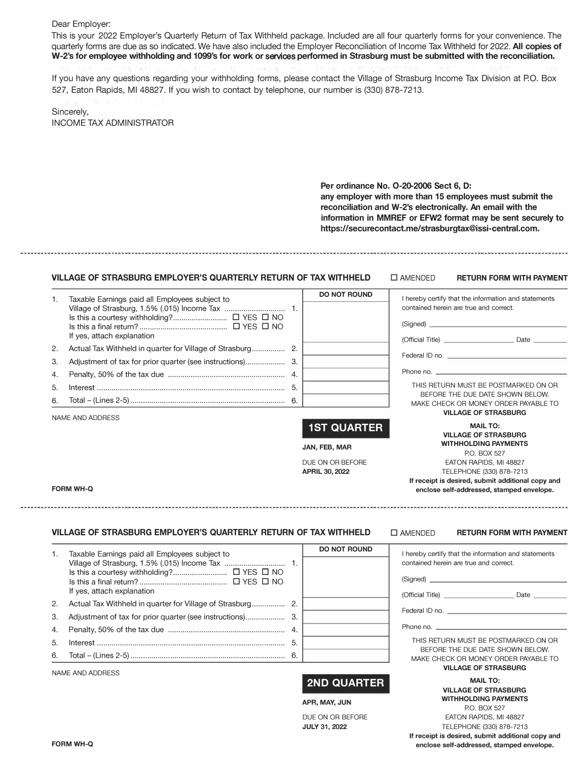Dear Employer:

This is your 2022 Employer's Quarterly Return of Tax Withheld package. Included are all four quarterly forms for your convenience. The quarterly forms are due as so indicated. We have also included the Employer Reconciliation of Income Tax Withheld for 2022. **All copies of W-2's for employee withholding and 1099's for work or services performed in Strasburg must be submitted with the reconciliation.**

If you have any questions regarding your withholding forms, please contact the Village of Strasburg Income Tax Division at P.O. Box 527, Eaton Rapids, MI 48827. If you wish to contact by telephone, our number is (330) 878-7213.

Sincerely,
INCOME TAX ADMINISTRATOR

**Per ordinance No. O-20-2006 Sect 6, D:**
**any employer with more than 15 employees must submit the reconciliation and W-2's electronically. An email with the information in MMREF or EFW2 format may be sent securely to https://securecontact.me/strasburgtax@issi-central.com.**

---

**VILLAGE OF STRASBURG EMPLOYER'S QUARTERLY RETURN OF TAX WITHHELD** ☐ AMENDED **RETURN FORM WITH PAYMENT**

| | | | DO NOT ROUND |
|---|---|---|---|
| 1. | Taxable Earnings paid all Employees subject to Village of Strasburg, 1.5% (.015) Income Tax<br>Is this a courtesy withholding? ☐ YES ☐ NO<br>Is this a final return? ☐ YES ☐ NO<br>If yes, attach explanation | 1. | |
| 2. | Actual Tax Withheld in quarter for Village of Strasburg | 2. | |
| 3. | Adjustment of tax for prior quarter (see instructions) | 3. | |
| 4. | Penalty, 50% of the tax due | 4. | |
| 5. | Interest | 5. | |
| 6. | Total – (Lines 2-5) | 6. | |

I hereby certify that the information and statements contained herein are true and correct.

(Signed) ____________________

(Official Title) ____________________ Date __________

Federal ID no. ____________________

Phone no. ____________________

THIS RETURN MUST BE POSTMARKED ON OR BEFORE THE DUE DATE SHOWN BELOW. MAKE CHECK OR MONEY ORDER PAYABLE TO **VILLAGE OF STRASBURG**

NAME AND ADDRESS

**1ST QUARTER**

**JAN, FEB, MAR**

DUE ON OR BEFORE
**APRIL 30, 2022**

**MAIL TO:**
**VILLAGE OF STRASBURG**
**WITHHOLDING PAYMENTS**
P.O. BOX 527
EATON RAPIDS, MI 48827
TELEPHONE (330) 878-7213
**If receipt is desired, submit additional copy and enclose self-addressed, stamped envelope.**

**FORM WH-Q**

---

**VILLAGE OF STRASBURG EMPLOYER'S QUARTERLY RETURN OF TAX WITHHELD** ☐ AMENDED **RETURN FORM WITH PAYMENT**

| | | | DO NOT ROUND |
|---|---|---|---|
| 1. | Taxable Earnings paid all Employees subject to Village of Strasburg, 1.5% (.015) Income Tax<br>Is this a courtesy withholding? ☐ YES ☐ NO<br>Is this a final return? ☐ YES ☐ NO<br>If yes, attach explanation | 1. | |
| 2. | Actual Tax Withheld in quarter for Village of Strasburg | 2. | |
| 3. | Adjustment of tax for prior quarter (see instructions) | 3. | |
| 4. | Penalty, 50% of the tax due | 4. | |
| 5. | Interest | 5. | |
| 6. | Total – (Lines 2-5) | 6. | |

I hereby certify that the information and statements contained herein are true and correct.

(Signed) ____________________

(Official Title) ____________________ Date __________

Federal ID no. ____________________

Phone no. ____________________

THIS RETURN MUST BE POSTMARKED ON OR BEFORE THE DUE DATE SHOWN BELOW. MAKE CHECK OR MONEY ORDER PAYABLE TO **VILLAGE OF STRASBURG**

NAME AND ADDRESS

**2ND QUARTER**

**APR, MAY, JUN**

DUE ON OR BEFORE
**JULY 31, 2022**

**MAIL TO:**
**VILLAGE OF STRASBURG**
**WITHHOLDING PAYMENTS**
P.O. BOX 527
EATON RAPIDS, MI 48827
TELEPHONE (330) 878-7213
**If receipt is desired, submit additional copy and enclose self-addressed, stamped envelope.**

**FORM WH-Q**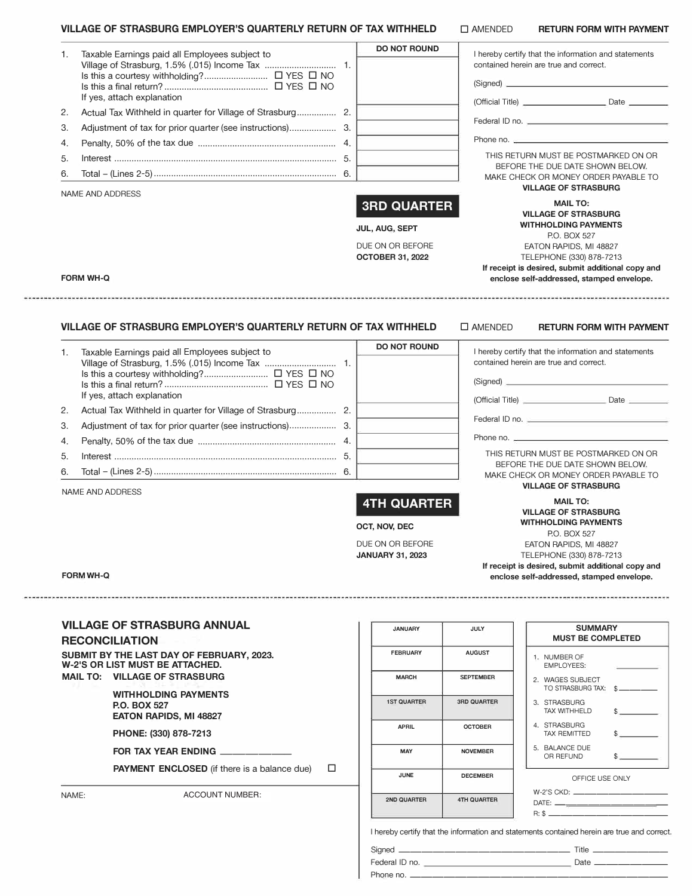## VILLAGE OF STRASBURG EMPLOYER'S QUARTERLY RETURN OF TAX WITHHELD

☐ AMENDED **RETURN FORM WITH PAYMENT**

| | | DO NOT ROUND |
|---|---|---|
| 1. | Taxable Earnings paid all Employees subject to Village of Strasburg, 1.5% (.015) Income Tax ............................. 1.<br>Is this a courtesy withholding?.......................... ☐ YES ☐ NO<br>Is this a final return? .......................................... ☐ YES ☐ NO<br>If yes, attach explanation | |
| 2. | Actual Tax Withheld in quarter for Village of Strasburg................ 2. | |
| 3. | Adjustment of tax for prior quarter (see instructions)................... 3. | |
| 4. | Penalty, 50% of the tax due ........................................................ 4. | |
| 5. | Interest .......................................................................................... 5. | |
| 6. | Total – (Lines 2-5) .......................................................................... 6. | |

NAME AND ADDRESS

**3RD QUARTER**

**JUL, AUG, SEPT**

DUE ON OR BEFORE
**OCTOBER 31, 2022**

I hereby certify that the information and statements contained herein are true and correct.

(Signed) ______________________________

(Official Title) ____________________ Date __________

Federal ID no. ______________________________

Phone no. ______________________________

THIS RETURN MUST BE POSTMARKED ON OR BEFORE THE DUE DATE SHOWN BELOW.
MAKE CHECK OR MONEY ORDER PAYABLE TO
**VILLAGE OF STRASBURG**

**MAIL TO:**
**VILLAGE OF STRASBURG**
**WITHHOLDING PAYMENTS**
P.O. BOX 527
EATON RAPIDS, MI 48827
TELEPHONE (330) 878-7213

**If receipt is desired, submit additional copy and enclose self-addressed, stamped envelope.**

**FORM WH-Q**

---

## VILLAGE OF STRASBURG EMPLOYER'S QUARTERLY RETURN OF TAX WITHHELD

☐ AMENDED **RETURN FORM WITH PAYMENT**

| | | DO NOT ROUND |
|---|---|---|
| 1. | Taxable Earnings paid all Employees subject to Village of Strasburg, 1.5% (.015) Income Tax ............................. 1.<br>Is this a courtesy withholding?.......................... ☐ YES ☐ NO<br>Is this a final return? .......................................... ☐ YES ☐ NO<br>If yes, attach explanation | |
| 2. | Actual Tax Withheld in quarter for Village of Strasburg................ 2. | |
| 3. | Adjustment of tax for prior quarter (see instructions)................... 3. | |
| 4. | Penalty, 50% of the tax due ........................................................ 4. | |
| 5. | Interest .......................................................................................... 5. | |
| 6. | Total – (Lines 2-5) .......................................................................... 6. | |

NAME AND ADDRESS

**4TH QUARTER**

**OCT, NOV, DEC**

DUE ON OR BEFORE
**JANUARY 31, 2023**

I hereby certify that the information and statements contained herein are true and correct.

(Signed) ______________________________

(Official Title) ____________________ Date __________

Federal ID no. ______________________________

Phone no. ______________________________

THIS RETURN MUST BE POSTMARKED ON OR BEFORE THE DUE DATE SHOWN BELOW.
MAKE CHECK OR MONEY ORDER PAYABLE TO
**VILLAGE OF STRASBURG**

**MAIL TO:**
**VILLAGE OF STRASBURG**
**WITHHOLDING PAYMENTS**
P.O. BOX 527
EATON RAPIDS, MI 48827
TELEPHONE (330) 878-7213

**If receipt is desired, submit additional copy and enclose self-addressed, stamped envelope.**

**FORM WH-Q**

---

## VILLAGE OF STRASBURG ANNUAL RECONCILIATION

**SUBMIT BY THE LAST DAY OF FEBRUARY, 2023.**
**W-2'S OR LIST MUST BE ATTACHED.**

**MAIL TO: VILLAGE OF STRASBURG**
**WITHHOLDING PAYMENTS**
**P.O. BOX 527**
**EATON RAPIDS, MI 48827**

**PHONE: (330) 878-7213**

**FOR TAX YEAR ENDING** ______________

**PAYMENT ENCLOSED** (if there is a balance due) ☐

NAME: ACCOUNT NUMBER:

| | |
|---|---|
| JANUARY | JULY |
| FEBRUARY | AUGUST |
| MARCH | SEPTEMBER |
| 1ST QUARTER | 3RD QUARTER |
| APRIL | OCTOBER |
| MAY | NOVEMBER |
| JUNE | DECEMBER |
| 2ND QUARTER | 4TH QUARTER |

**SUMMARY MUST BE COMPLETED**

1. NUMBER OF EMPLOYEES: __________
2. WAGES SUBJECT TO STRASBURG TAX: $ __________
3. STRASBURG TAX WITHHELD $ __________
4. STRASBURG TAX REMITTED $ __________
5. BALANCE DUE OR REFUND $ __________

OFFICE USE ONLY

W-2'S CKD: __________
DATE: __________
R: $ __________

I hereby certify that the information and statements contained herein are true and correct.

Signed ______________________________ Title __________

Federal ID no. ______________________________ Date __________

Phone no. ______________________________